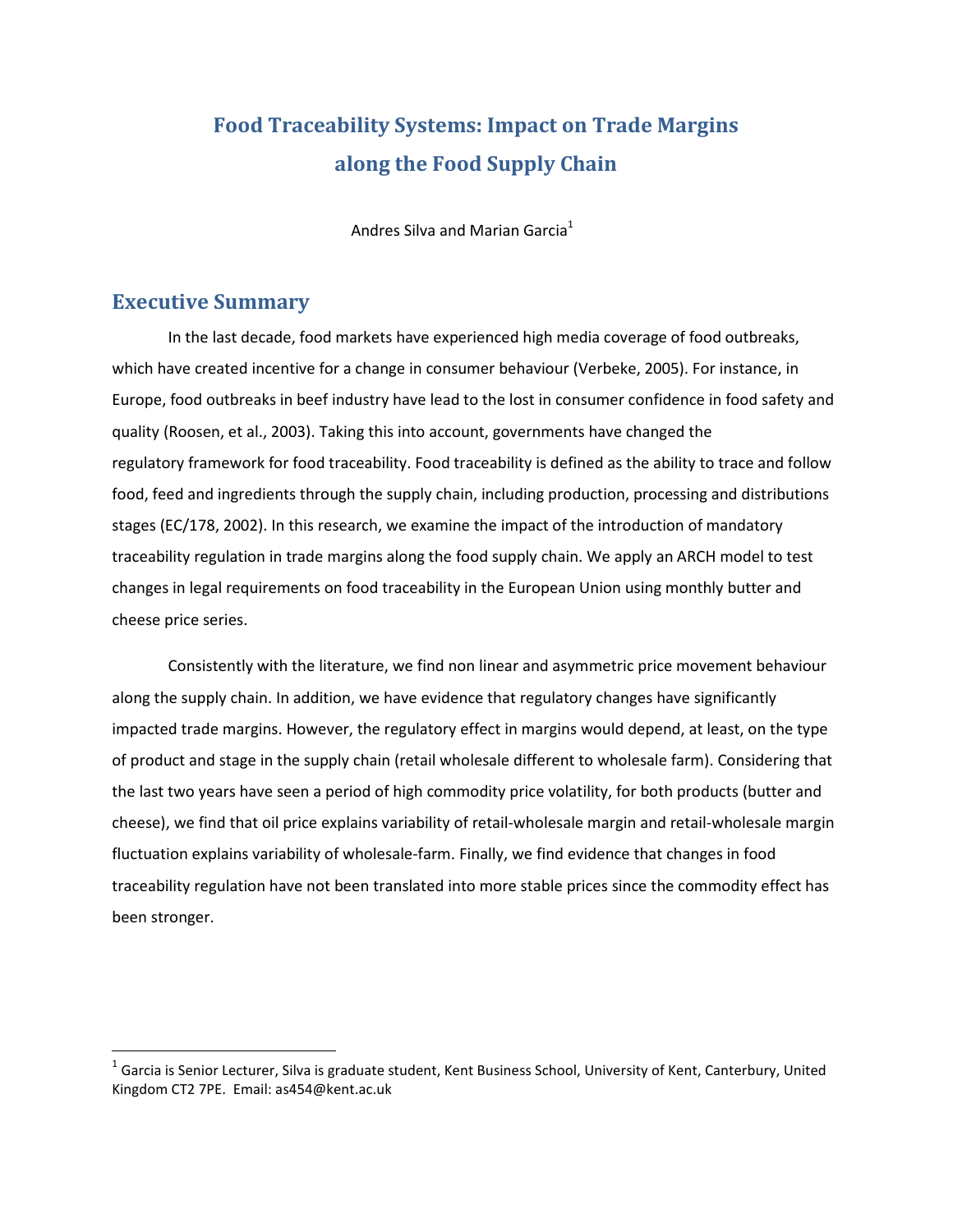# Food Traceability Systems: Impact on Trade Margins along the Food Supply Chain

Andres Silva and Marian Garcia[1]

## Executive Summary

In the last decade, food markets have experienced high media coverage of food outbreaks, which have created incentive for a change in consumer behaviour (Verbeke, 2005). For instance, in Europe, food outbreaks in beef industry have lead to the lost in consumer confidence in food safety and quality (Roosen, et al., 2003). Taking this into account, governments have changed the regulatory framework for food traceability. Food traceability is defined as the ability to trace and follow food, feed and ingredients through the supply chain, including production, processing and distributions stages (EC/178, 2002). In this research, we examine the impact of the introduction of mandatory traceability regulation in trade margins along the food supply chain. We apply an ARCH model to test changes in legal requirements on food traceability in the European Union using monthly butter and cheese price series.

Consistently with the literature, we find non linear and asymmetric price movement behaviour along the supply chain. In addition, we have evidence that regulatory changes have significantly impacted trade margins. However, the regulatory effect in margins would depend, at least, on the type of product and stage in the supply chain (retail wholesale different to wholesale farm). Considering that the last two years have seen a period of high commodity price volatility, for both products (butter and cheese), we find that oil price explains variability of retail-wholesale margin and retail-wholesale margin fluctuation explains variability of wholesale-farm. Finally, we find evidence that changes in food traceability regulation have not been translated into more stable prices since the commodity effect has been stronger.

---

[1] Garcia is Senior Lecturer, Silva is graduate student, Kent Business School, University of Kent, Canterbury, United Kingdom CT2 7PE. Email: as454@kent.ac.uk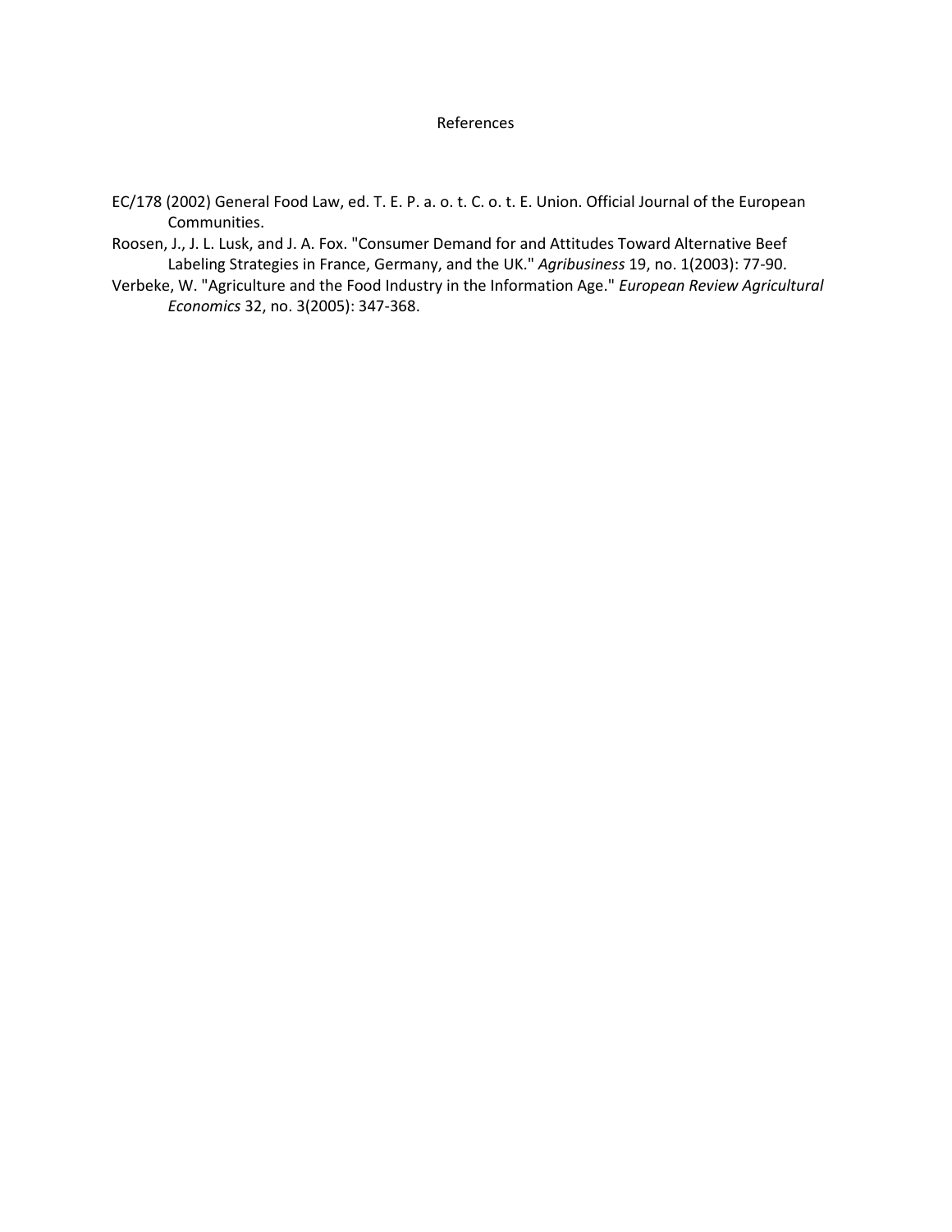# References

EC/178 (2002) General Food Law, ed. T. E. P. a. o. t. C. o. t. E. Union. Official Journal of the European Communities.

Roosen, J., J. L. Lusk, and J. A. Fox. "Consumer Demand for and Attitudes Toward Alternative Beef Labeling Strategies in France, Germany, and the UK." *Agribusiness* 19, no. 1(2003): 77-90.

Verbeke, W. "Agriculture and the Food Industry in the Information Age." *European Review Agricultural Economics* 32, no. 3(2005): 347-368.